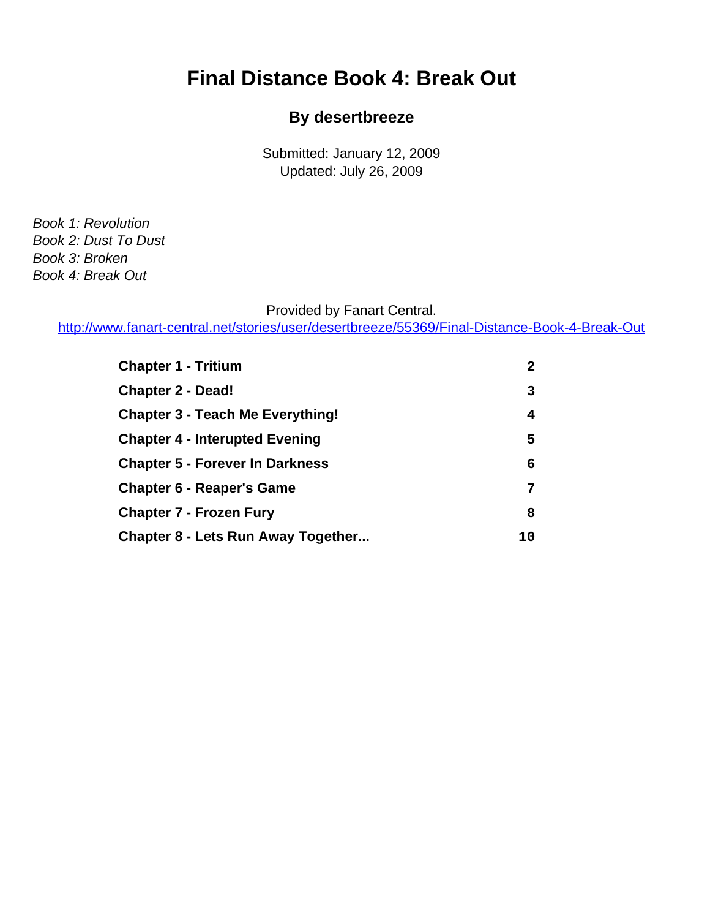# Final Distance Book 4: Break Out

### By desertbreeze

Submitted: January 12, 2009
Updated: July 26, 2009

*Book 1: Revolution*
*Book 2: Dust To Dust*
*Book 3: Broken*
*Book 4: Break Out*

Provided by Fanart Central.
http://www.fanart-central.net/stories/user/desertbreeze/55369/Final-Distance-Book-4-Break-Out

| | |
|---|---|
| **Chapter 1 - Tritium** | **2** |
| **Chapter 2 - Dead!** | **3** |
| **Chapter 3 - Teach Me Everything!** | **4** |
| **Chapter 4 - Interupted Evening** | **5** |
| **Chapter 5 - Forever In Darkness** | **6** |
| **Chapter 6 - Reaper's Game** | **7** |
| **Chapter 7 - Frozen Fury** | **8** |
| **Chapter 8 - Lets Run Away Together...** | **10** |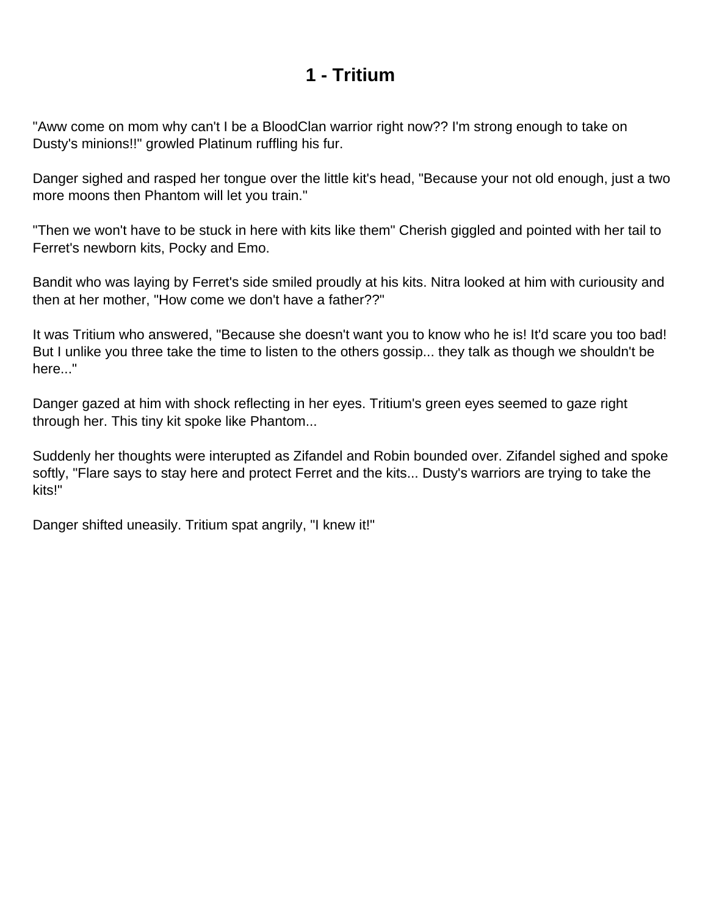# 1 - Tritium

"Aww come on mom why can't I be a BloodClan warrior right now?? I'm strong enough to take on Dusty's minions!!" growled Platinum ruffling his fur.

Danger sighed and rasped her tongue over the little kit's head, "Because your not old enough, just a two more moons then Phantom will let you train."

"Then we won't have to be stuck in here with kits like them" Cherish giggled and pointed with her tail to Ferret's newborn kits, Pocky and Emo.

Bandit who was laying by Ferret's side smiled proudly at his kits. Nitra looked at him with curiousity and then at her mother, "How come we don't have a father??"

It was Tritium who answered, "Because she doesn't want you to know who he is! It'd scare you too bad! But I unlike you three take the time to listen to the others gossip... they talk as though we shouldn't be here..."

Danger gazed at him with shock reflecting in her eyes. Tritium's green eyes seemed to gaze right through her. This tiny kit spoke like Phantom...

Suddenly her thoughts were interupted as Zifandel and Robin bounded over. Zifandel sighed and spoke softly, "Flare says to stay here and protect Ferret and the kits... Dusty's warriors are trying to take the kits!"

Danger shifted uneasily. Tritium spat angrily, "I knew it!"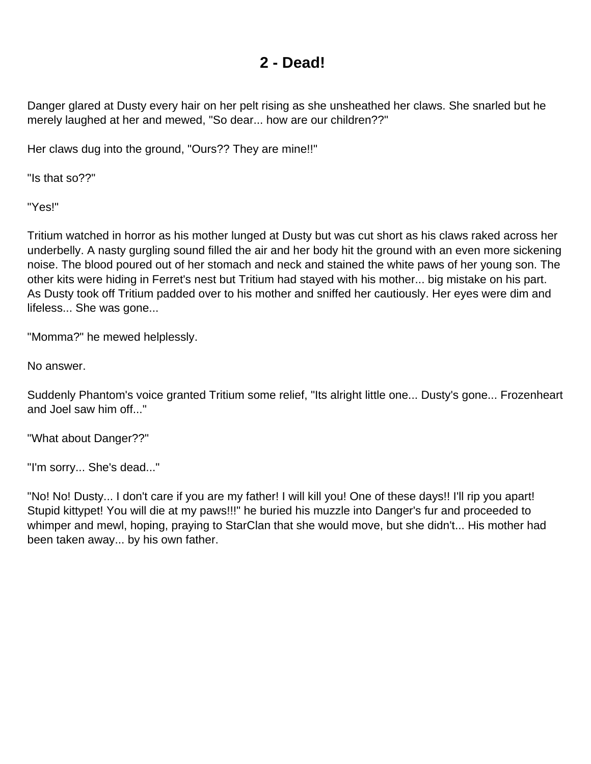# 2 - Dead!

Danger glared at Dusty every hair on her pelt rising as she unsheathed her claws. She snarled but he merely laughed at her and mewed, "So dear... how are our children??"

Her claws dug into the ground, "Ours?? They are mine!!"

"Is that so??"

"Yes!"

Tritium watched in horror as his mother lunged at Dusty but was cut short as his claws raked across her underbelly. A nasty gurgling sound filled the air and her body hit the ground with an even more sickening noise. The blood poured out of her stomach and neck and stained the white paws of her young son. The other kits were hiding in Ferret's nest but Tritium had stayed with his mother... big mistake on his part. As Dusty took off Tritium padded over to his mother and sniffed her cautiously. Her eyes were dim and lifeless... She was gone...

"Momma?" he mewed helplessly.

No answer.

Suddenly Phantom's voice granted Tritium some relief, "Its alright little one... Dusty's gone... Frozenheart and Joel saw him off..."

"What about Danger??"

"I'm sorry... She's dead..."

"No! No! Dusty... I don't care if you are my father! I will kill you! One of these days!! I'll rip you apart! Stupid kittypet! You will die at my paws!!!" he buried his muzzle into Danger's fur and proceeded to whimper and mewl, hoping, praying to StarClan that she would move, but she didn't... His mother had been taken away... by his own father.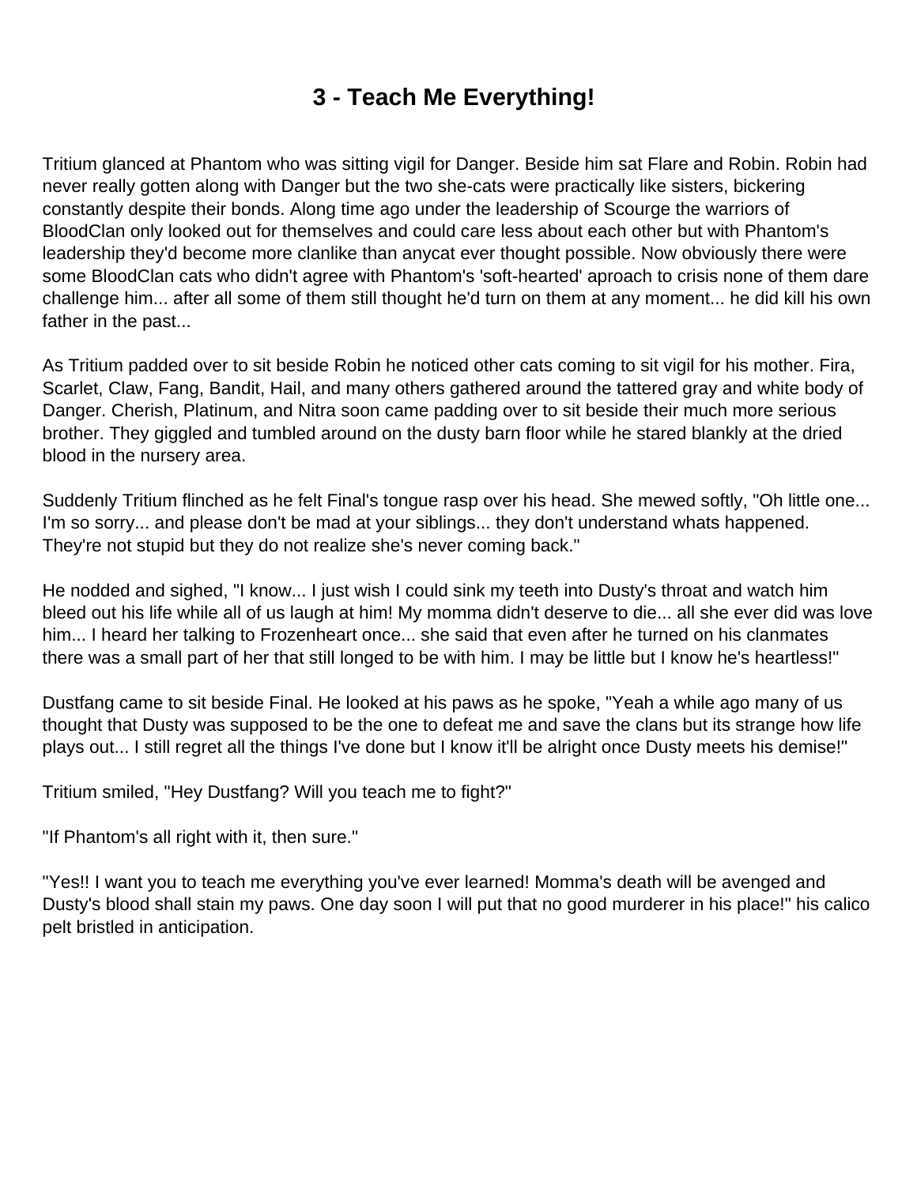# 3 - Teach Me Everything!

Tritium glanced at Phantom who was sitting vigil for Danger. Beside him sat Flare and Robin. Robin had never really gotten along with Danger but the two she-cats were practically like sisters, bickering constantly despite their bonds. Along time ago under the leadership of Scourge the warriors of BloodClan only looked out for themselves and could care less about each other but with Phantom's leadership they'd become more clanlike than anycat ever thought possible. Now obviously there were some BloodClan cats who didn't agree with Phantom's 'soft-hearted' aproach to crisis none of them dare challenge him... after all some of them still thought he'd turn on them at any moment... he did kill his own father in the past...

As Tritium padded over to sit beside Robin he noticed other cats coming to sit vigil for his mother. Fira, Scarlet, Claw, Fang, Bandit, Hail, and many others gathered around the tattered gray and white body of Danger. Cherish, Platinum, and Nitra soon came padding over to sit beside their much more serious brother. They giggled and tumbled around on the dusty barn floor while he stared blankly at the dried blood in the nursery area.

Suddenly Tritium flinched as he felt Final's tongue rasp over his head. She mewed softly, "Oh little one... I'm so sorry... and please don't be mad at your siblings... they don't understand whats happened. They're not stupid but they do not realize she's never coming back."

He nodded and sighed, "I know... I just wish I could sink my teeth into Dusty's throat and watch him bleed out his life while all of us laugh at him! My momma didn't deserve to die... all she ever did was love him... I heard her talking to Frozenheart once... she said that even after he turned on his clanmates there was a small part of her that still longed to be with him. I may be little but I know he's heartless!"

Dustfang came to sit beside Final. He looked at his paws as he spoke, "Yeah a while ago many of us thought that Dusty was supposed to be the one to defeat me and save the clans but its strange how life plays out... I still regret all the things I've done but I know it'll be alright once Dusty meets his demise!"

Tritium smiled, "Hey Dustfang? Will you teach me to fight?"

"If Phantom's all right with it, then sure."

"Yes!! I want you to teach me everything you've ever learned! Momma's death will be avenged and Dusty's blood shall stain my paws. One day soon I will put that no good murderer in his place!" his calico pelt bristled in anticipation.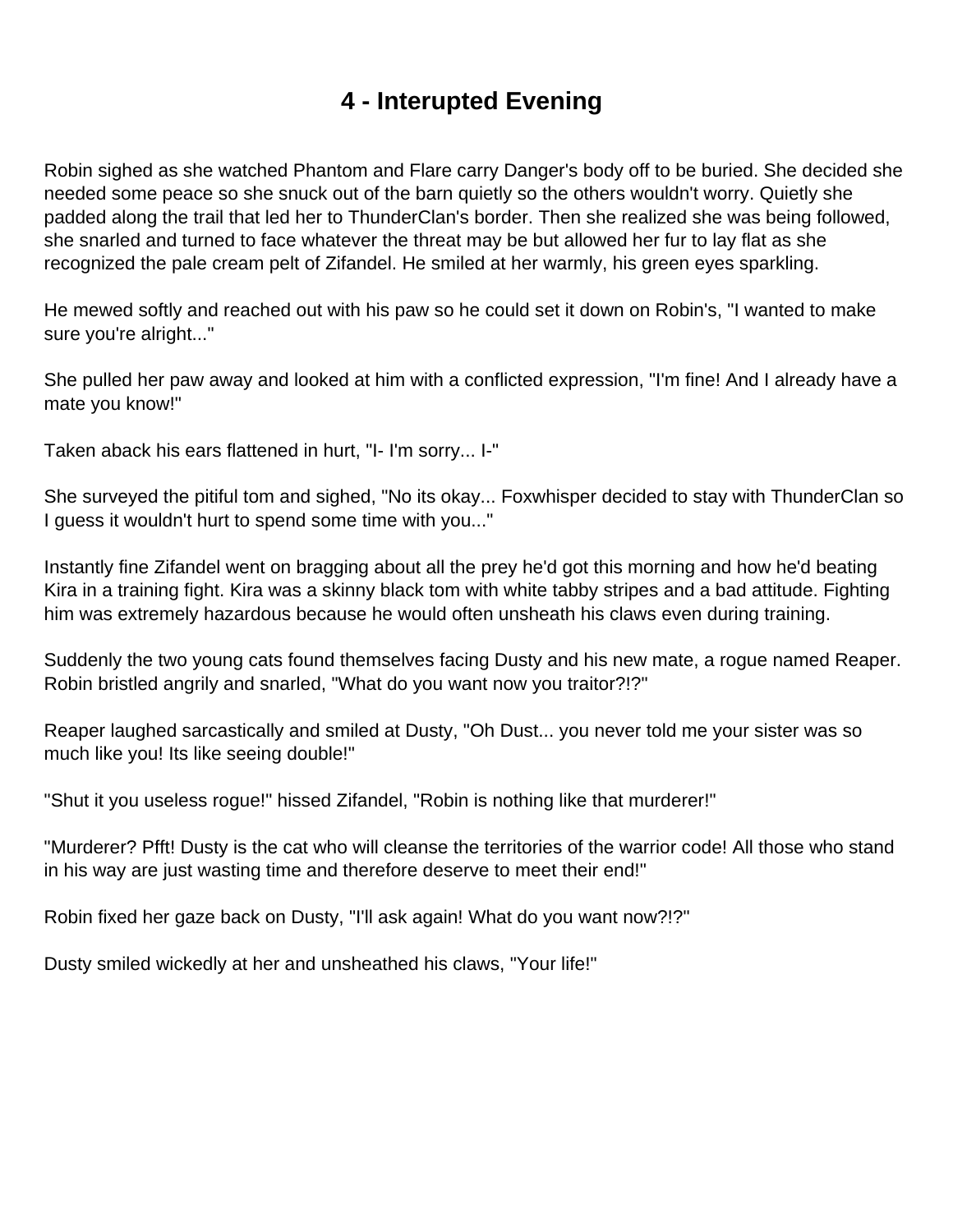# 4 - Interupted Evening

Robin sighed as she watched Phantom and Flare carry Danger's body off to be buried. She decided she needed some peace so she snuck out of the barn quietly so the others wouldn't worry. Quietly she padded along the trail that led her to ThunderClan's border. Then she realized she was being followed, she snarled and turned to face whatever the threat may be but allowed her fur to lay flat as she recognized the pale cream pelt of Zifandel. He smiled at her warmly, his green eyes sparkling.

He mewed softly and reached out with his paw so he could set it down on Robin's, "I wanted to make sure you're alright..."

She pulled her paw away and looked at him with a conflicted expression, "I'm fine! And I already have a mate you know!"

Taken aback his ears flattened in hurt, "I- I'm sorry... I-"

She surveyed the pitiful tom and sighed, "No its okay... Foxwhisper decided to stay with ThunderClan so I guess it wouldn't hurt to spend some time with you..."

Instantly fine Zifandel went on bragging about all the prey he'd got this morning and how he'd beating Kira in a training fight. Kira was a skinny black tom with white tabby stripes and a bad attitude. Fighting him was extremely hazardous because he would often unsheath his claws even during training.

Suddenly the two young cats found themselves facing Dusty and his new mate, a rogue named Reaper. Robin bristled angrily and snarled, "What do you want now you traitor?!?"

Reaper laughed sarcastically and smiled at Dusty, "Oh Dust... you never told me your sister was so much like you! Its like seeing double!"

"Shut it you useless rogue!" hissed Zifandel, "Robin is nothing like that murderer!"

"Murderer? Pfft! Dusty is the cat who will cleanse the territories of the warrior code! All those who stand in his way are just wasting time and therefore deserve to meet their end!"

Robin fixed her gaze back on Dusty, "I'll ask again! What do you want now?!?"

Dusty smiled wickedly at her and unsheathed his claws, "Your life!"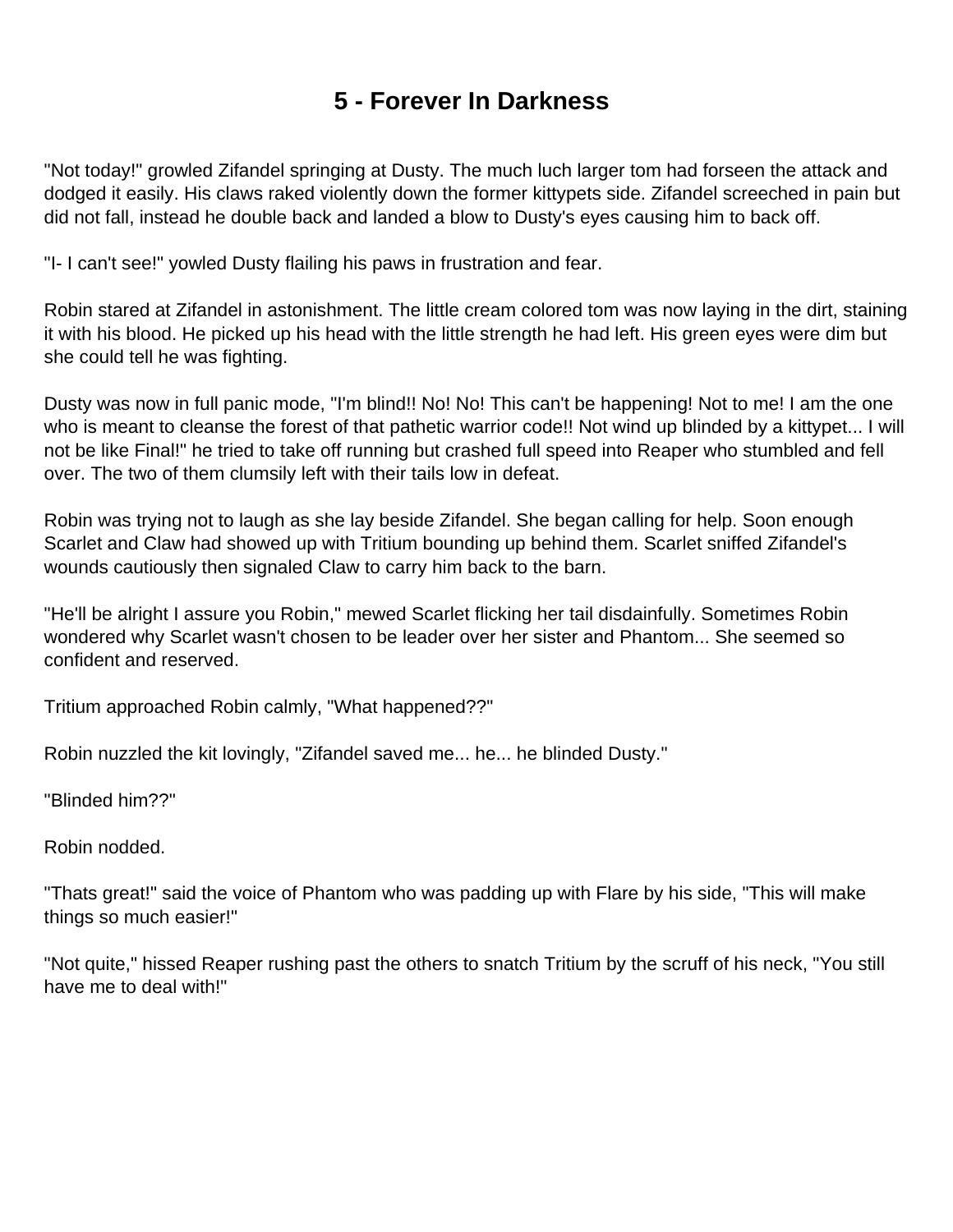# 5 - Forever In Darkness

"Not today!" growled Zifandel springing at Dusty. The much luch larger tom had forseen the attack and dodged it easily. His claws raked violently down the former kittypets side. Zifandel screeched in pain but did not fall, instead he double back and landed a blow to Dusty's eyes causing him to back off.

"I- I can't see!" yowled Dusty flailing his paws in frustration and fear.

Robin stared at Zifandel in astonishment. The little cream colored tom was now laying in the dirt, staining it with his blood. He picked up his head with the little strength he had left. His green eyes were dim but she could tell he was fighting.

Dusty was now in full panic mode, "I'm blind!! No! No! This can't be happening! Not to me! I am the one who is meant to cleanse the forest of that pathetic warrior code!! Not wind up blinded by a kittypet... I will not be like Final!" he tried to take off running but crashed full speed into Reaper who stumbled and fell over. The two of them clumsily left with their tails low in defeat.

Robin was trying not to laugh as she lay beside Zifandel. She began calling for help. Soon enough Scarlet and Claw had showed up with Tritium bounding up behind them. Scarlet sniffed Zifandel's wounds cautiously then signaled Claw to carry him back to the barn.

"He'll be alright I assure you Robin," mewed Scarlet flicking her tail disdainfully. Sometimes Robin wondered why Scarlet wasn't chosen to be leader over her sister and Phantom... She seemed so confident and reserved.

Tritium approached Robin calmly, "What happened??"

Robin nuzzled the kit lovingly, "Zifandel saved me... he... he blinded Dusty."

"Blinded him??"

Robin nodded.

"Thats great!" said the voice of Phantom who was padding up with Flare by his side, "This will make things so much easier!"

"Not quite," hissed Reaper rushing past the others to snatch Tritium by the scruff of his neck, "You still have me to deal with!"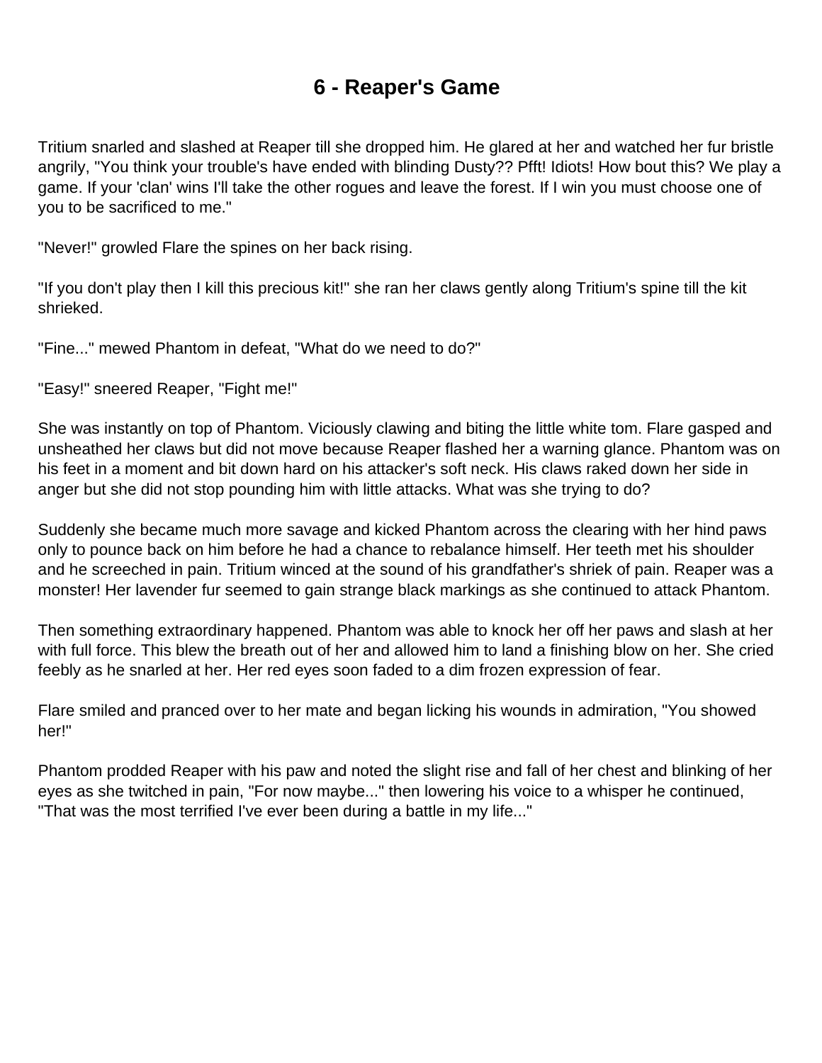# 6 - Reaper's Game

Tritium snarled and slashed at Reaper till she dropped him. He glared at her and watched her fur bristle angrily, "You think your trouble's have ended with blinding Dusty?? Pfft! Idiots! How bout this? We play a game. If your 'clan' wins I'll take the other rogues and leave the forest. If I win you must choose one of you to be sacrificed to me."

"Never!" growled Flare the spines on her back rising.

"If you don't play then I kill this precious kit!" she ran her claws gently along Tritium's spine till the kit shrieked.

"Fine..." mewed Phantom in defeat, "What do we need to do?"

"Easy!" sneered Reaper, "Fight me!"

She was instantly on top of Phantom. Viciously clawing and biting the little white tom. Flare gasped and unsheathed her claws but did not move because Reaper flashed her a warning glance. Phantom was on his feet in a moment and bit down hard on his attacker's soft neck. His claws raked down her side in anger but she did not stop pounding him with little attacks. What was she trying to do?

Suddenly she became much more savage and kicked Phantom across the clearing with her hind paws only to pounce back on him before he had a chance to rebalance himself. Her teeth met his shoulder and he screeched in pain. Tritium winced at the sound of his grandfather's shriek of pain. Reaper was a monster! Her lavender fur seemed to gain strange black markings as she continued to attack Phantom.

Then something extraordinary happened. Phantom was able to knock her off her paws and slash at her with full force. This blew the breath out of her and allowed him to land a finishing blow on her. She cried feebly as he snarled at her. Her red eyes soon faded to a dim frozen expression of fear.

Flare smiled and pranced over to her mate and began licking his wounds in admiration, "You showed her!"

Phantom prodded Reaper with his paw and noted the slight rise and fall of her chest and blinking of her eyes as she twitched in pain, "For now maybe..." then lowering his voice to a whisper he continued, "That was the most terrified I've ever been during a battle in my life..."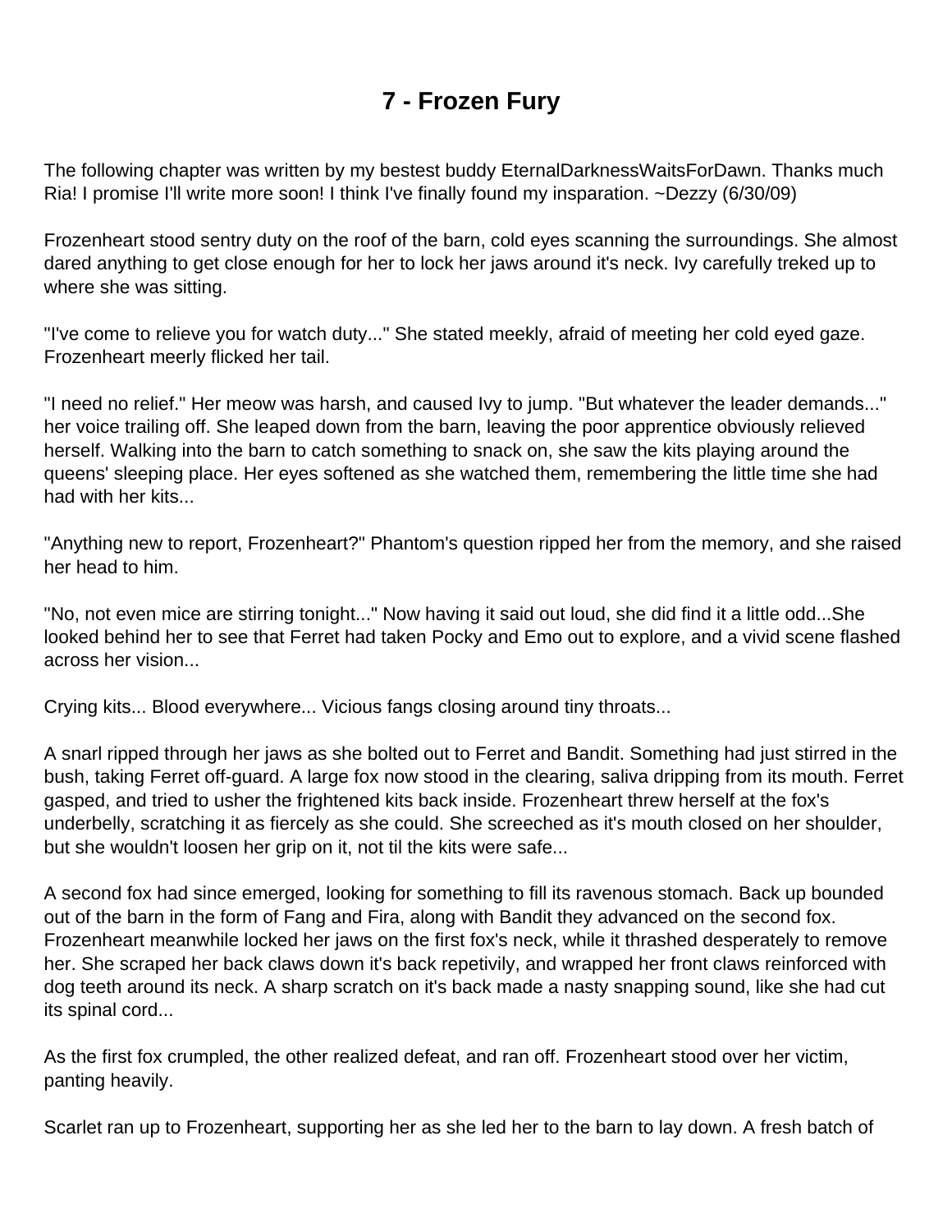# 7 - Frozen Fury

The following chapter was written by my bestest buddy EternalDarknessWaitsForDawn. Thanks much Ria! I promise I'll write more soon! I think I've finally found my insparation. ~Dezzy (6/30/09)

Frozenheart stood sentry duty on the roof of the barn, cold eyes scanning the surroundings. She almost dared anything to get close enough for her to lock her jaws around it's neck. Ivy carefully treked up to where she was sitting.

"I've come to relieve you for watch duty..." She stated meekly, afraid of meeting her cold eyed gaze. Frozenheart meerly flicked her tail.

"I need no relief." Her meow was harsh, and caused Ivy to jump. "But whatever the leader demands..." her voice trailing off. She leaped down from the barn, leaving the poor apprentice obviously relieved herself. Walking into the barn to catch something to snack on, she saw the kits playing around the queens' sleeping place. Her eyes softened as she watched them, remembering the little time she had had with her kits...

"Anything new to report, Frozenheart?" Phantom's question ripped her from the memory, and she raised her head to him.

"No, not even mice are stirring tonight..." Now having it said out loud, she did find it a little odd...She looked behind her to see that Ferret had taken Pocky and Emo out to explore, and a vivid scene flashed across her vision...

Crying kits... Blood everywhere... Vicious fangs closing around tiny throats...

A snarl ripped through her jaws as she bolted out to Ferret and Bandit. Something had just stirred in the bush, taking Ferret off-guard. A large fox now stood in the clearing, saliva dripping from its mouth. Ferret gasped, and tried to usher the frightened kits back inside. Frozenheart threw herself at the fox's underbelly, scratching it as fiercely as she could. She screeched as it's mouth closed on her shoulder, but she wouldn't loosen her grip on it, not til the kits were safe...

A second fox had since emerged, looking for something to fill its ravenous stomach. Back up bounded out of the barn in the form of Fang and Fira, along with Bandit they advanced on the second fox. Frozenheart meanwhile locked her jaws on the first fox's neck, while it thrashed desperately to remove her. She scraped her back claws down it's back repetivily, and wrapped her front claws reinforced with dog teeth around its neck. A sharp scratch on it's back made a nasty snapping sound, like she had cut its spinal cord...

As the first fox crumpled, the other realized defeat, and ran off. Frozenheart stood over her victim, panting heavily.

Scarlet ran up to Frozenheart, supporting her as she led her to the barn to lay down. A fresh batch of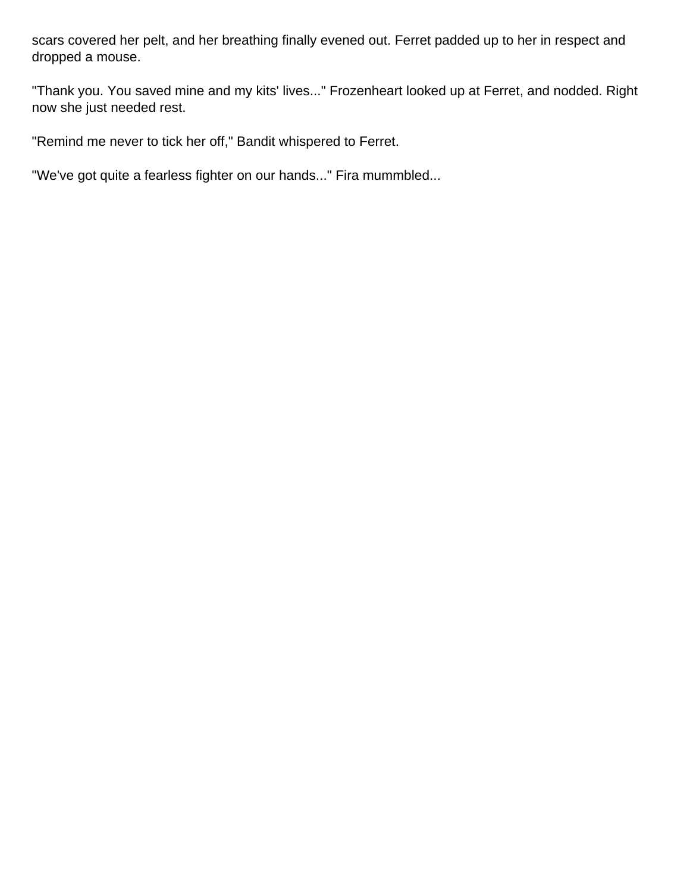scars covered her pelt, and her breathing finally evened out. Ferret padded up to her in respect and dropped a mouse.

"Thank you. You saved mine and my kits' lives..." Frozenheart looked up at Ferret, and nodded. Right now she just needed rest.

"Remind me never to tick her off," Bandit whispered to Ferret.

"We've got quite a fearless fighter on our hands..." Fira mummbled...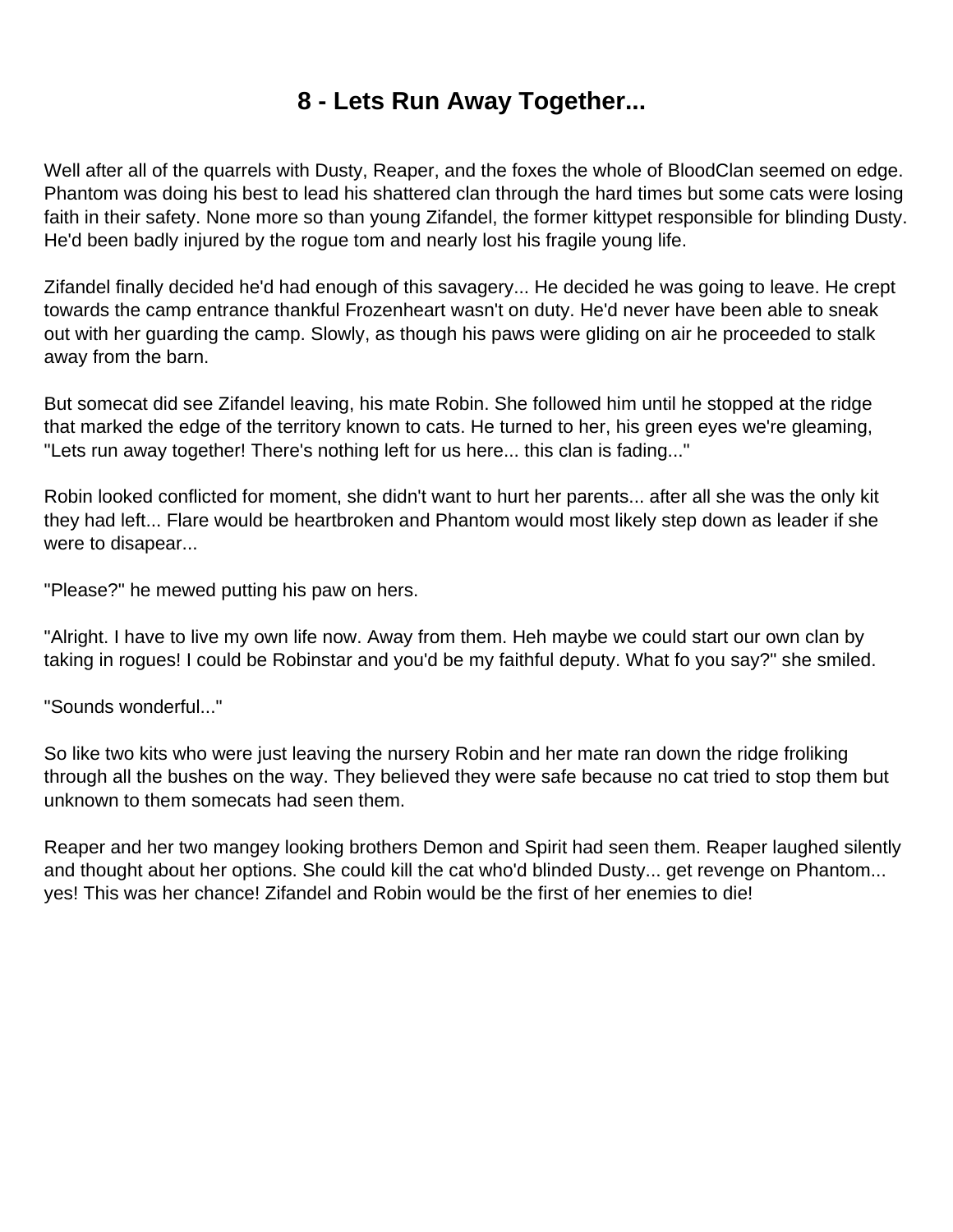# 8 - Lets Run Away Together...

Well after all of the quarrels with Dusty, Reaper, and the foxes the whole of BloodClan seemed on edge. Phantom was doing his best to lead his shattered clan through the hard times but some cats were losing faith in their safety. None more so than young Zifandel, the former kittypet responsible for blinding Dusty. He'd been badly injured by the rogue tom and nearly lost his fragile young life.

Zifandel finally decided he'd had enough of this savagery... He decided he was going to leave. He crept towards the camp entrance thankful Frozenheart wasn't on duty. He'd never have been able to sneak out with her guarding the camp. Slowly, as though his paws were gliding on air he proceeded to stalk away from the barn.

But somecat did see Zifandel leaving, his mate Robin. She followed him until he stopped at the ridge that marked the edge of the territory known to cats. He turned to her, his green eyes we're gleaming, "Lets run away together! There's nothing left for us here... this clan is fading..."

Robin looked conflicted for moment, she didn't want to hurt her parents... after all she was the only kit they had left... Flare would be heartbroken and Phantom would most likely step down as leader if she were to disapear...

"Please?" he mewed putting his paw on hers.

"Alright. I have to live my own life now. Away from them. Heh maybe we could start our own clan by taking in rogues! I could be Robinstar and you'd be my faithful deputy. What fo you say?" she smiled.

"Sounds wonderful..."

So like two kits who were just leaving the nursery Robin and her mate ran down the ridge froliking through all the bushes on the way. They believed they were safe because no cat tried to stop them but unknown to them somecats had seen them.

Reaper and her two mangey looking brothers Demon and Spirit had seen them. Reaper laughed silently and thought about her options. She could kill the cat who'd blinded Dusty... get revenge on Phantom... yes! This was her chance! Zifandel and Robin would be the first of her enemies to die!